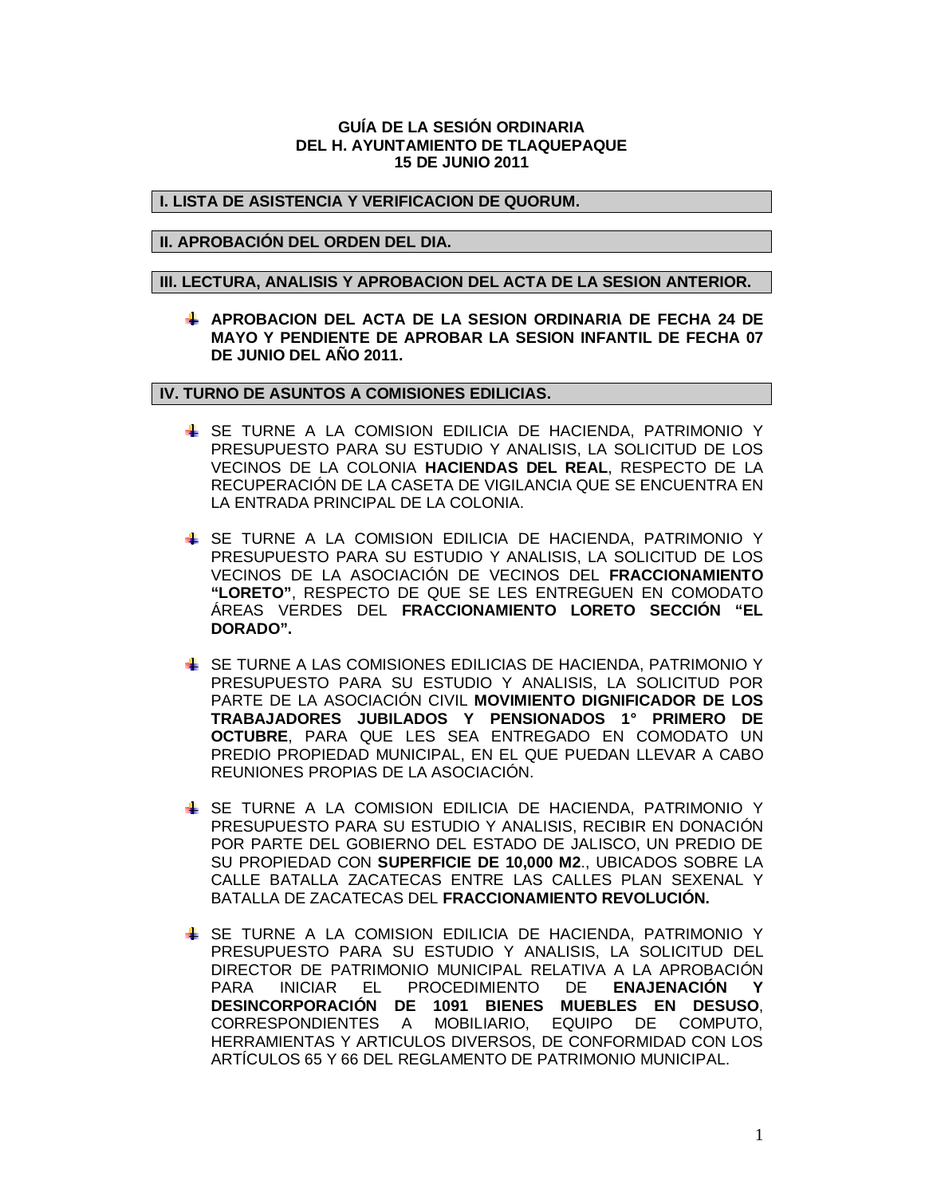**GUÍA DE LA SESIÓN ORDINARIA**
**DEL H. AYUNTAMIENTO DE TLAQUEPAQUE**
**15 DE JUNIO 2011**

## I. LISTA DE ASISTENCIA Y VERIFICACION DE QUORUM.

## II. APROBACIÓN DEL ORDEN DEL DIA.

## III. LECTURA, ANALISIS Y APROBACION DEL ACTA DE LA SESION ANTERIOR.

- **APROBACION DEL ACTA DE LA SESION ORDINARIA DE FECHA 24 DE MAYO Y PENDIENTE DE APROBAR LA SESION INFANTIL DE FECHA 07 DE JUNIO DEL AÑO 2011.**

## IV. TURNO DE ASUNTOS A COMISIONES EDILICIAS.

- SE TURNE A LA COMISION EDILICIA DE HACIENDA, PATRIMONIO Y PRESUPUESTO PARA SU ESTUDIO Y ANALISIS, LA SOLICITUD DE LOS VECINOS DE LA COLONIA **HACIENDAS DEL REAL**, RESPECTO DE LA RECUPERACIÓN DE LA CASETA DE VIGILANCIA QUE SE ENCUENTRA EN LA ENTRADA PRINCIPAL DE LA COLONIA.

- SE TURNE A LA COMISION EDILICIA DE HACIENDA, PATRIMONIO Y PRESUPUESTO PARA SU ESTUDIO Y ANALISIS, LA SOLICITUD DE LOS VECINOS DE LA ASOCIACIÓN DE VECINOS DEL **FRACCIONAMIENTO "LORETO"**, RESPECTO DE QUE SE LES ENTREGUEN EN COMODATO ÁREAS VERDES DEL **FRACCIONAMIENTO LORETO SECCIÓN "EL DORADO".**

- SE TURNE A LAS COMISIONES EDILICIAS DE HACIENDA, PATRIMONIO Y PRESUPUESTO PARA SU ESTUDIO Y ANALISIS, LA SOLICITUD POR PARTE DE LA ASOCIACIÓN CIVIL **MOVIMIENTO DIGNIFICADOR DE LOS TRABAJADORES JUBILADOS Y PENSIONADOS 1° PRIMERO DE OCTUBRE**, PARA QUE LES SEA ENTREGADO EN COMODATO UN PREDIO PROPIEDAD MUNICIPAL, EN EL QUE PUEDAN LLEVAR A CABO REUNIONES PROPIAS DE LA ASOCIACIÓN.

- SE TURNE A LA COMISION EDILICIA DE HACIENDA, PATRIMONIO Y PRESUPUESTO PARA SU ESTUDIO Y ANALISIS, RECIBIR EN DONACIÓN POR PARTE DEL GOBIERNO DEL ESTADO DE JALISCO, UN PREDIO DE SU PROPIEDAD CON **SUPERFICIE DE 10,000 M2**., UBICADOS SOBRE LA CALLE BATALLA ZACATECAS ENTRE LAS CALLES PLAN SEXENAL Y BATALLA DE ZACATECAS DEL **FRACCIONAMIENTO REVOLUCIÓN.**

- SE TURNE A LA COMISION EDILICIA DE HACIENDA, PATRIMONIO Y PRESUPUESTO PARA SU ESTUDIO Y ANALISIS, LA SOLICITUD DEL DIRECTOR DE PATRIMONIO MUNICIPAL RELATIVA A LA APROBACIÓN PARA INICIAR EL PROCEDIMIENTO DE **ENAJENACIÓN Y DESINCORPORACIÓN DE 1091 BIENES MUEBLES EN DESUSO**, CORRESPONDIENTES A MOBILIARIO, EQUIPO DE COMPUTO, HERRAMIENTAS Y ARTICULOS DIVERSOS, DE CONFORMIDAD CON LOS ARTÍCULOS 65 Y 66 DEL REGLAMENTO DE PATRIMONIO MUNICIPAL.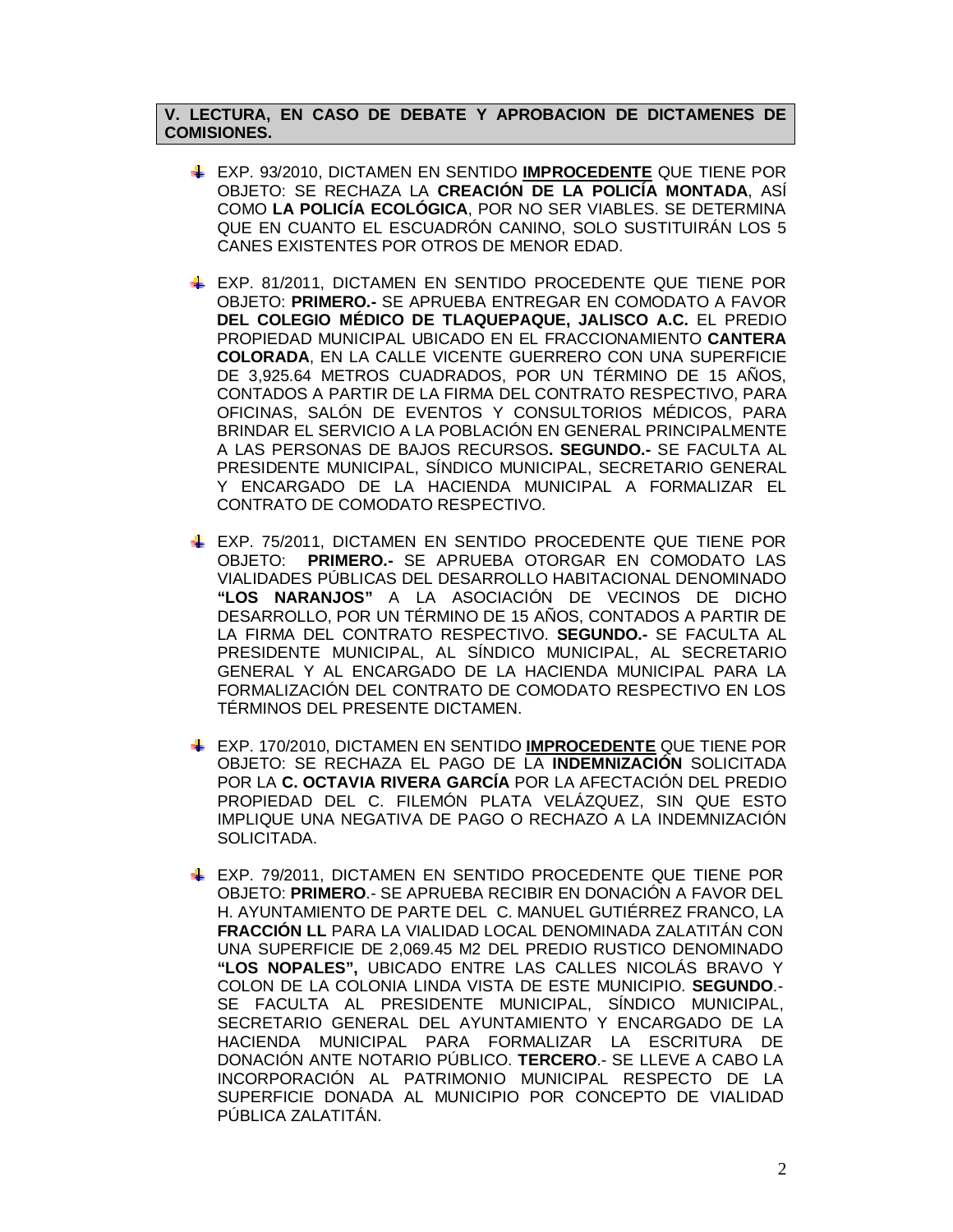**V. LECTURA, EN CASO DE DEBATE Y APROBACION DE DICTAMENES DE COMISIONES.**

- EXP. 93/2010, DICTAMEN EN SENTIDO **IMPROCEDENTE** QUE TIENE POR OBJETO: SE RECHAZA LA **CREACIÓN DE LA POLICÍA MONTADA**, ASÍ COMO **LA POLICÍA ECOLÓGICA**, POR NO SER VIABLES. SE DETERMINA QUE EN CUANTO EL ESCUADRÓN CANINO, SOLO SUSTITUIRÁN LOS 5 CANES EXISTENTES POR OTROS DE MENOR EDAD.

- EXP. 81/2011, DICTAMEN EN SENTIDO PROCEDENTE QUE TIENE POR OBJETO: **PRIMERO.-** SE APRUEBA ENTREGAR EN COMODATO A FAVOR **DEL COLEGIO MÉDICO DE TLAQUEPAQUE, JALISCO A.C.** EL PREDIO PROPIEDAD MUNICIPAL UBICADO EN EL FRACCIONAMIENTO **CANTERA COLORADA**, EN LA CALLE VICENTE GUERRERO CON UNA SUPERFICIE DE 3,925.64 METROS CUADRADOS, POR UN TÉRMINO DE 15 AÑOS, CONTADOS A PARTIR DE LA FIRMA DEL CONTRATO RESPECTIVO, PARA OFICINAS, SALÓN DE EVENTOS Y CONSULTORIOS MÉDICOS, PARA BRINDAR EL SERVICIO A LA POBLACIÓN EN GENERAL PRINCIPALMENTE A LAS PERSONAS DE BAJOS RECURSOS**. SEGUNDO.-** SE FACULTA AL PRESIDENTE MUNICIPAL, SÍNDICO MUNICIPAL, SECRETARIO GENERAL Y ENCARGADO DE LA HACIENDA MUNICIPAL A FORMALIZAR EL CONTRATO DE COMODATO RESPECTIVO.

- EXP. 75/2011, DICTAMEN EN SENTIDO PROCEDENTE QUE TIENE POR OBJETO: **PRIMERO.-** SE APRUEBA OTORGAR EN COMODATO LAS VIALIDADES PÚBLICAS DEL DESARROLLO HABITACIONAL DENOMINADO **"LOS NARANJOS"** A LA ASOCIACIÓN DE VECINOS DE DICHO DESARROLLO, POR UN TÉRMINO DE 15 AÑOS, CONTADOS A PARTIR DE LA FIRMA DEL CONTRATO RESPECTIVO. **SEGUNDO.-** SE FACULTA AL PRESIDENTE MUNICIPAL, AL SÍNDICO MUNICIPAL, AL SECRETARIO GENERAL Y AL ENCARGADO DE LA HACIENDA MUNICIPAL PARA LA FORMALIZACIÓN DEL CONTRATO DE COMODATO RESPECTIVO EN LOS TÉRMINOS DEL PRESENTE DICTAMEN.

- EXP. 170/2010, DICTAMEN EN SENTIDO **IMPROCEDENTE** QUE TIENE POR OBJETO: SE RECHAZA EL PAGO DE LA **INDEMNIZACIÓN** SOLICITADA POR LA **C. OCTAVIA RIVERA GARCÍA** POR LA AFECTACIÓN DEL PREDIO PROPIEDAD DEL C. FILEMÓN PLATA VELÁZQUEZ, SIN QUE ESTO IMPLIQUE UNA NEGATIVA DE PAGO O RECHAZO A LA INDEMNIZACIÓN SOLICITADA.

- EXP. 79/2011, DICTAMEN EN SENTIDO PROCEDENTE QUE TIENE POR OBJETO: **PRIMERO**.- SE APRUEBA RECIBIR EN DONACIÓN A FAVOR DEL H. AYUNTAMIENTO DE PARTE DEL C. MANUEL GUTIÉRREZ FRANCO, LA **FRACCIÓN LL** PARA LA VIALIDAD LOCAL DENOMINADA ZALATITÁN CON UNA SUPERFICIE DE 2,069.45 M2 DEL PREDIO RUSTICO DENOMINADO **"LOS NOPALES",** UBICADO ENTRE LAS CALLES NICOLÁS BRAVO Y COLON DE LA COLONIA LINDA VISTA DE ESTE MUNICIPIO. **SEGUNDO**.- SE FACULTA AL PRESIDENTE MUNICIPAL, SÍNDICO MUNICIPAL, SECRETARIO GENERAL DEL AYUNTAMIENTO Y ENCARGADO DE LA HACIENDA MUNICIPAL PARA FORMALIZAR LA ESCRITURA DE DONACIÓN ANTE NOTARIO PÚBLICO. **TERCERO**.- SE LLEVE A CABO LA INCORPORACIÓN AL PATRIMONIO MUNICIPAL RESPECTO DE LA SUPERFICIE DONADA AL MUNICIPIO POR CONCEPTO DE VIALIDAD PÚBLICA ZALATITÁN.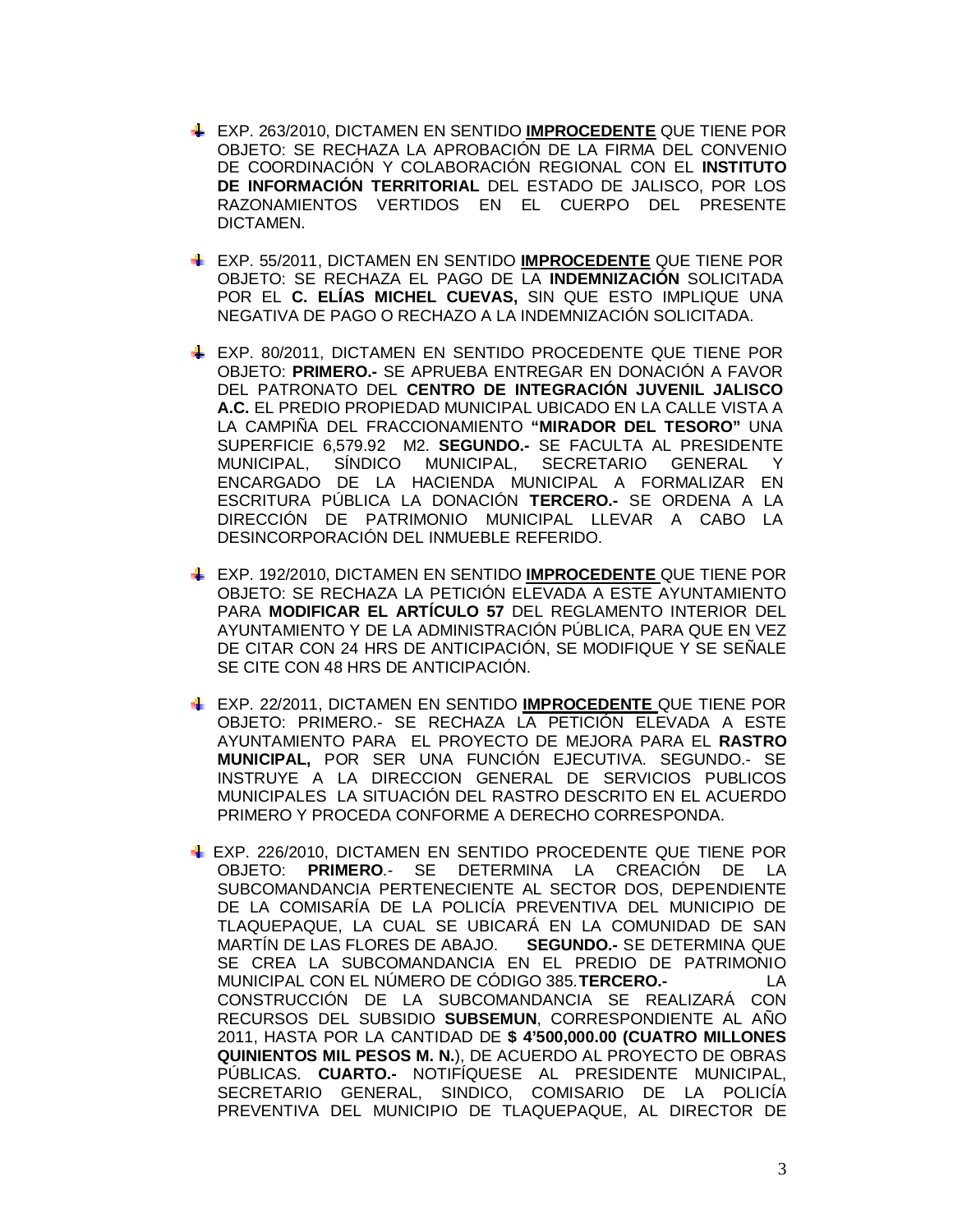- EXP. 263/2010, DICTAMEN EN SENTIDO **IMPROCEDENTE** QUE TIENE POR OBJETO: SE RECHAZA LA APROBACIÓN DE LA FIRMA DEL CONVENIO DE COORDINACIÓN Y COLABORACIÓN REGIONAL CON EL **INSTITUTO DE INFORMACIÓN TERRITORIAL** DEL ESTADO DE JALISCO, POR LOS RAZONAMIENTOS VERTIDOS EN EL CUERPO DEL PRESENTE DICTAMEN.

- EXP. 55/2011, DICTAMEN EN SENTIDO **IMPROCEDENTE** QUE TIENE POR OBJETO: SE RECHAZA EL PAGO DE LA **INDEMNIZACIÓN** SOLICITADA POR EL **C. ELÍAS MICHEL CUEVAS,** SIN QUE ESTO IMPLIQUE UNA NEGATIVA DE PAGO O RECHAZO A LA INDEMNIZACIÓN SOLICITADA.

- EXP. 80/2011, DICTAMEN EN SENTIDO PROCEDENTE QUE TIENE POR OBJETO: **PRIMERO.-** SE APRUEBA ENTREGAR EN DONACIÓN A FAVOR DEL PATRONATO DEL **CENTRO DE INTEGRACIÓN JUVENIL JALISCO A.C.** EL PREDIO PROPIEDAD MUNICIPAL UBICADO EN LA CALLE VISTA A LA CAMPIÑA DEL FRACCIONAMIENTO **"MIRADOR DEL TESORO"** UNA SUPERFICIE 6,579.92 M2. **SEGUNDO.-** SE FACULTA AL PRESIDENTE MUNICIPAL, SÍNDICO MUNICIPAL, SECRETARIO GENERAL Y ENCARGADO DE LA HACIENDA MUNICIPAL A FORMALIZAR EN ESCRITURA PÚBLICA LA DONACIÓN **TERCERO.-** SE ORDENA A LA DIRECCIÓN DE PATRIMONIO MUNICIPAL LLEVAR A CABO LA DESINCORPORACIÓN DEL INMUEBLE REFERIDO.

- EXP. 192/2010, DICTAMEN EN SENTIDO **IMPROCEDENTE** QUE TIENE POR OBJETO: SE RECHAZA LA PETICIÓN ELEVADA A ESTE AYUNTAMIENTO PARA **MODIFICAR EL ARTÍCULO 57** DEL REGLAMENTO INTERIOR DEL AYUNTAMIENTO Y DE LA ADMINISTRACIÓN PÚBLICA, PARA QUE EN VEZ DE CITAR CON 24 HRS DE ANTICIPACIÓN, SE MODIFIQUE Y SE SEÑALE SE CITE CON 48 HRS DE ANTICIPACIÓN.

- EXP. 22/2011, DICTAMEN EN SENTIDO **IMPROCEDENTE** QUE TIENE POR OBJETO: PRIMERO.- SE RECHAZA LA PETICIÓN ELEVADA A ESTE AYUNTAMIENTO PARA EL PROYECTO DE MEJORA PARA EL **RASTRO MUNICIPAL,** POR SER UNA FUNCIÓN EJECUTIVA. SEGUNDO.- SE INSTRUYE A LA DIRECCION GENERAL DE SERVICIOS PUBLICOS MUNICIPALES LA SITUACIÓN DEL RASTRO DESCRITO EN EL ACUERDO PRIMERO Y PROCEDA CONFORME A DERECHO CORRESPONDA.

- EXP. 226/2010, DICTAMEN EN SENTIDO PROCEDENTE QUE TIENE POR OBJETO: **PRIMERO**.- SE DETERMINA LA CREACIÓN DE LA SUBCOMANDANCIA PERTENECIENTE AL SECTOR DOS, DEPENDIENTE DE LA COMISARÍA DE LA POLICÍA PREVENTIVA DEL MUNICIPIO DE TLAQUEPAQUE, LA CUAL SE UBICARÁ EN LA COMUNIDAD DE SAN MARTÍN DE LAS FLORES DE ABAJO. **SEGUNDO.-** SE DETERMINA QUE SE CREA LA SUBCOMANDANCIA EN EL PREDIO DE PATRIMONIO MUNICIPAL CON EL NÚMERO DE CÓDIGO 385. **TERCERO.-** LA CONSTRUCCIÓN DE LA SUBCOMANDANCIA SE REALIZARÁ CON RECURSOS DEL SUBSIDIO **SUBSEMUN**, CORRESPONDIENTE AL AÑO 2011, HASTA POR LA CANTIDAD DE **$ 4'500,000.00 (CUATRO MILLONES QUINIENTOS MIL PESOS M. N.**), DE ACUERDO AL PROYECTO DE OBRAS PÚBLICAS. **CUARTO.-** NOTIFÍQUESE AL PRESIDENTE MUNICIPAL, SECRETARIO GENERAL, SINDICO, COMISARIO DE LA POLICÍA PREVENTIVA DEL MUNICIPIO DE TLAQUEPAQUE, AL DIRECTOR DE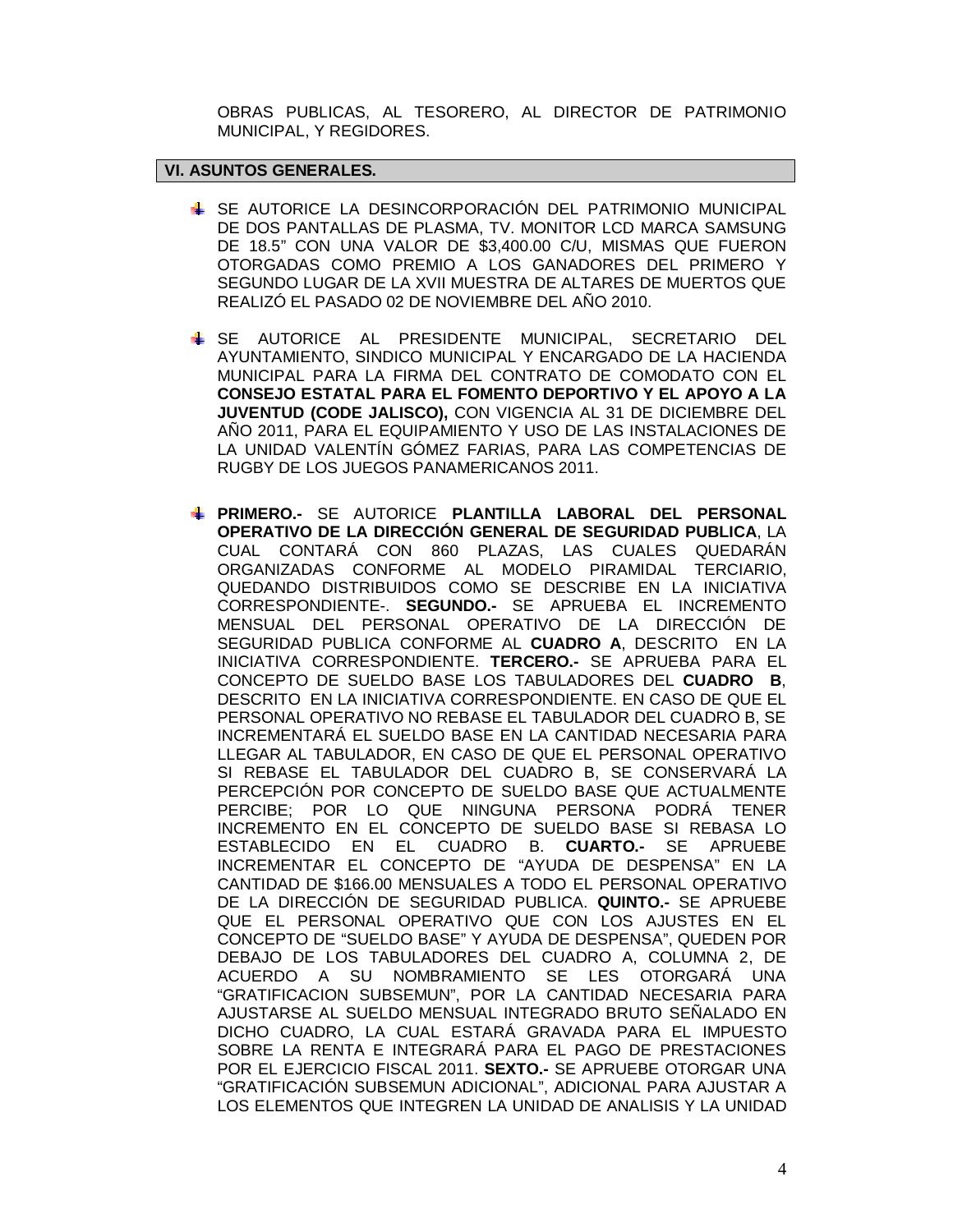OBRAS PUBLICAS, AL TESORERO, AL DIRECTOR DE PATRIMONIO MUNICIPAL, Y REGIDORES.

## VI. ASUNTOS GENERALES.

- SE AUTORICE LA DESINCORPORACIÓN DEL PATRIMONIO MUNICIPAL DE DOS PANTALLAS DE PLASMA, TV. MONITOR LCD MARCA SAMSUNG DE 18.5" CON UNA VALOR DE $3,400.00 C/U, MISMAS QUE FUERON OTORGADAS COMO PREMIO A LOS GANADORES DEL PRIMERO Y SEGUNDO LUGAR DE LA XVII MUESTRA DE ALTARES DE MUERTOS QUE REALIZÓ EL PASADO 02 DE NOVIEMBRE DEL AÑO 2010.

- SE AUTORICE AL PRESIDENTE MUNICIPAL, SECRETARIO DEL AYUNTAMIENTO, SINDICO MUNICIPAL Y ENCARGADO DE LA HACIENDA MUNICIPAL PARA LA FIRMA DEL CONTRATO DE COMODATO CON EL **CONSEJO ESTATAL PARA EL FOMENTO DEPORTIVO Y EL APOYO A LA JUVENTUD (CODE JALISCO),** CON VIGENCIA AL 31 DE DICIEMBRE DEL AÑO 2011, PARA EL EQUIPAMIENTO Y USO DE LAS INSTALACIONES DE LA UNIDAD VALENTÍN GÓMEZ FARIAS, PARA LAS COMPETENCIAS DE RUGBY DE LOS JUEGOS PANAMERICANOS 2011.

- **PRIMERO.-** SE AUTORICE **PLANTILLA LABORAL DEL PERSONAL OPERATIVO DE LA DIRECCIÓN GENERAL DE SEGURIDAD PUBLICA**, LA CUAL CONTARÁ CON 860 PLAZAS, LAS CUALES QUEDARÁN ORGANIZADAS CONFORME AL MODELO PIRAMIDAL TERCIARIO, QUEDANDO DISTRIBUIDOS COMO SE DESCRIBE EN LA INICIATIVA CORRESPONDIENTE-. **SEGUNDO.-** SE APRUEBA EL INCREMENTO MENSUAL DEL PERSONAL OPERATIVO DE LA DIRECCIÓN DE SEGURIDAD PUBLICA CONFORME AL **CUADRO A**, DESCRITO EN LA INICIATIVA CORRESPONDIENTE. **TERCERO.-** SE APRUEBA PARA EL CONCEPTO DE SUELDO BASE LOS TABULADORES DEL **CUADRO B**, DESCRITO EN LA INICIATIVA CORRESPONDIENTE. EN CASO DE QUE EL PERSONAL OPERATIVO NO REBASE EL TABULADOR DEL CUADRO B, SE INCREMENTARÁ EL SUELDO BASE EN LA CANTIDAD NECESARIA PARA LLEGAR AL TABULADOR, EN CASO DE QUE EL PERSONAL OPERATIVO SI REBASE EL TABULADOR DEL CUADRO B, SE CONSERVARÁ LA PERCEPCIÓN POR CONCEPTO DE SUELDO BASE QUE ACTUALMENTE PERCIBE; POR LO QUE NINGUNA PERSONA PODRÁ TENER INCREMENTO EN EL CONCEPTO DE SUELDO BASE SI REBASA LO ESTABLECIDO EN EL CUADRO B. **CUARTO.-** SE APRUEBE INCREMENTAR EL CONCEPTO DE "AYUDA DE DESPENSA" EN LA CANTIDAD DE $166.00 MENSUALES A TODO EL PERSONAL OPERATIVO DE LA DIRECCIÓN DE SEGURIDAD PUBLICA. **QUINTO.-** SE APRUEBE QUE EL PERSONAL OPERATIVO QUE CON LOS AJUSTES EN EL CONCEPTO DE "SUELDO BASE" Y AYUDA DE DESPENSA", QUEDEN POR DEBAJO DE LOS TABULADORES DEL CUADRO A, COLUMNA 2, DE ACUERDO A SU NOMBRAMIENTO SE LES OTORGARÁ UNA "GRATIFICACION SUBSEMUN", POR LA CANTIDAD NECESARIA PARA AJUSTARSE AL SUELDO MENSUAL INTEGRADO BRUTO SEÑALADO EN DICHO CUADRO, LA CUAL ESTARÁ GRAVADA PARA EL IMPUESTO SOBRE LA RENTA E INTEGRARÁ PARA EL PAGO DE PRESTACIONES POR EL EJERCICIO FISCAL 2011. **SEXTO.-** SE APRUEBE OTORGAR UNA "GRATIFICACIÓN SUBSEMUN ADICIONAL", ADICIONAL PARA AJUSTAR A LOS ELEMENTOS QUE INTEGREN LA UNIDAD DE ANALISIS Y LA UNIDAD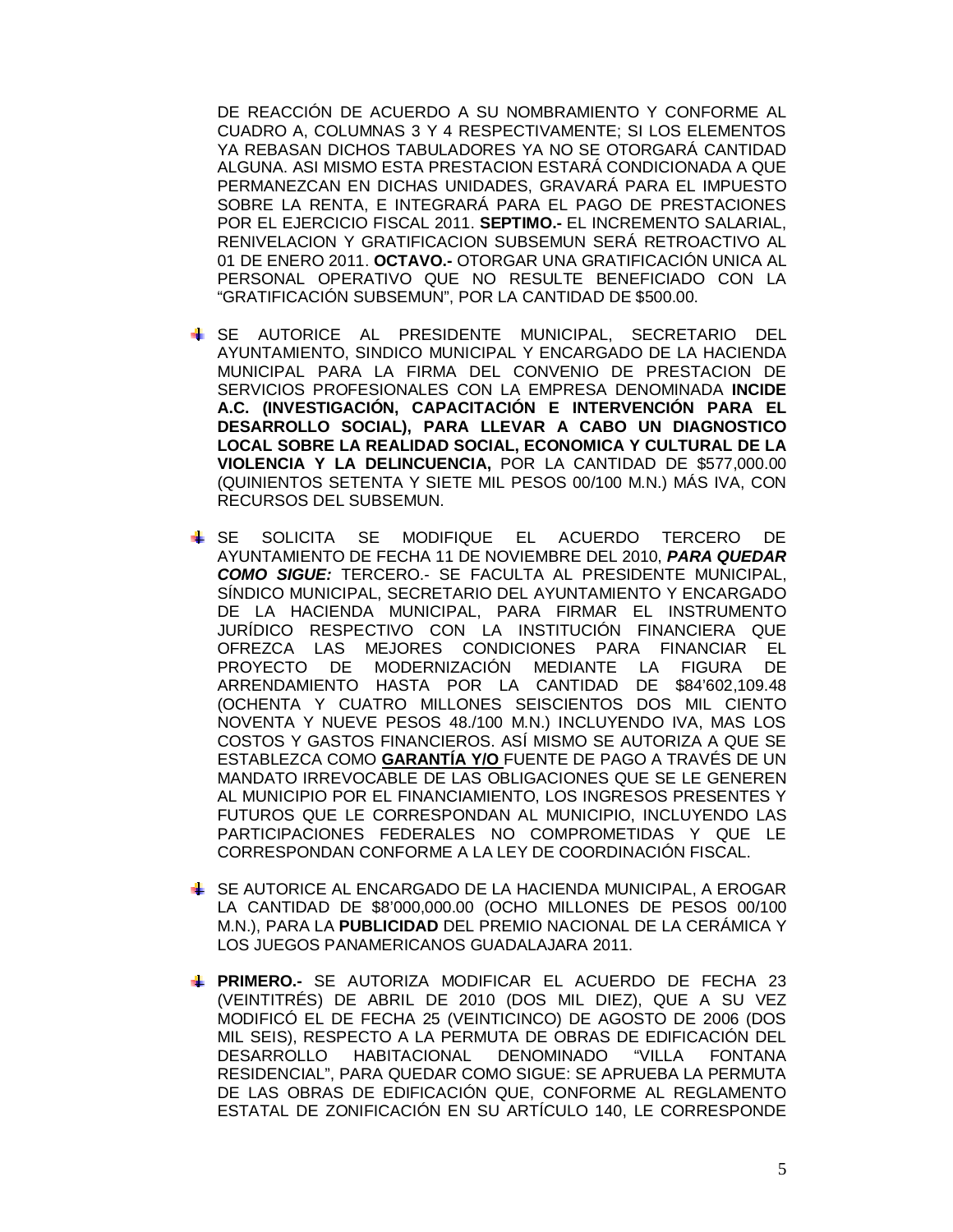DE REACCIÓN DE ACUERDO A SU NOMBRAMIENTO Y CONFORME AL CUADRO A, COLUMNAS 3 Y 4 RESPECTIVAMENTE; SI LOS ELEMENTOS YA REBASAN DICHOS TABULADORES YA NO SE OTORGARÁ CANTIDAD ALGUNA. ASI MISMO ESTA PRESTACION ESTARÁ CONDICIONADA A QUE PERMANEZCAN EN DICHAS UNIDADES, GRAVARÁ PARA EL IMPUESTO SOBRE LA RENTA, E INTEGRARÁ PARA EL PAGO DE PRESTACIONES POR EL EJERCICIO FISCAL 2011. **SEPTIMO.-** EL INCREMENTO SALARIAL, RENIVELACION Y GRATIFICACION SUBSEMUN SERÁ RETROACTIVO AL 01 DE ENERO 2011. **OCTAVO.-** OTORGAR UNA GRATIFICACIÓN UNICA AL PERSONAL OPERATIVO QUE NO RESULTE BENEFICIADO CON LA "GRATIFICACIÓN SUBSEMUN", POR LA CANTIDAD DE $500.00.

- SE AUTORICE AL PRESIDENTE MUNICIPAL, SECRETARIO DEL AYUNTAMIENTO, SINDICO MUNICIPAL Y ENCARGADO DE LA HACIENDA MUNICIPAL PARA LA FIRMA DEL CONVENIO DE PRESTACION DE SERVICIOS PROFESIONALES CON LA EMPRESA DENOMINADA **INCIDE A.C. (INVESTIGACIÓN, CAPACITACIÓN E INTERVENCIÓN PARA EL DESARROLLO SOCIAL), PARA LLEVAR A CABO UN DIAGNOSTICO LOCAL SOBRE LA REALIDAD SOCIAL, ECONOMICA Y CULTURAL DE LA VIOLENCIA Y LA DELINCUENCIA,** POR LA CANTIDAD DE $577,000.00 (QUINIENTOS SETENTA Y SIETE MIL PESOS 00/100 M.N.) MÁS IVA, CON RECURSOS DEL SUBSEMUN.

- SE SOLICITA SE MODIFIQUE EL ACUERDO TERCERO DE AYUNTAMIENTO DE FECHA 11 DE NOVIEMBRE DEL 2010, ***PARA QUEDAR COMO SIGUE:*** TERCERO.- SE FACULTA AL PRESIDENTE MUNICIPAL, SÍNDICO MUNICIPAL, SECRETARIO DEL AYUNTAMIENTO Y ENCARGADO DE LA HACIENDA MUNICIPAL, PARA FIRMAR EL INSTRUMENTO JURÍDICO RESPECTIVO CON LA INSTITUCIÓN FINANCIERA QUE OFREZCA LAS MEJORES CONDICIONES PARA FINANCIAR EL PROYECTO DE MODERNIZACIÓN MEDIANTE LA FIGURA DE ARRENDAMIENTO HASTA POR LA CANTIDAD DE $84'602,109.48 (OCHENTA Y CUATRO MILLONES SEISCIENTOS DOS MIL CIENTO NOVENTA Y NUEVE PESOS 48./100 M.N.) INCLUYENDO IVA, MAS LOS COSTOS Y GASTOS FINANCIEROS. ASÍ MISMO SE AUTORIZA A QUE SE ESTABLEZCA COMO <u>**GARANTÍA Y/O**</u> FUENTE DE PAGO A TRAVÉS DE UN MANDATO IRREVOCABLE DE LAS OBLIGACIONES QUE SE LE GENEREN AL MUNICIPIO POR EL FINANCIAMIENTO, LOS INGRESOS PRESENTES Y FUTUROS QUE LE CORRESPONDAN AL MUNICIPIO, INCLUYENDO LAS PARTICIPACIONES FEDERALES NO COMPROMETIDAS Y QUE LE CORRESPONDAN CONFORME A LA LEY DE COORDINACIÓN FISCAL.

- SE AUTORICE AL ENCARGADO DE LA HACIENDA MUNICIPAL, A EROGAR LA CANTIDAD DE $8'000,000.00 (OCHO MILLONES DE PESOS 00/100 M.N.), PARA LA **PUBLICIDAD** DEL PREMIO NACIONAL DE LA CERÁMICA Y LOS JUEGOS PANAMERICANOS GUADALAJARA 2011.

- **PRIMERO.-** SE AUTORIZA MODIFICAR EL ACUERDO DE FECHA 23 (VEINTITRÉS) DE ABRIL DE 2010 (DOS MIL DIEZ), QUE A SU VEZ MODIFICÓ EL DE FECHA 25 (VEINTICINCO) DE AGOSTO DE 2006 (DOS MIL SEIS), RESPECTO A LA PERMUTA DE OBRAS DE EDIFICACIÓN DEL DESARROLLO HABITACIONAL DENOMINADO "VILLA FONTANA RESIDENCIAL", PARA QUEDAR COMO SIGUE: SE APRUEBA LA PERMUTA DE LAS OBRAS DE EDIFICACIÓN QUE, CONFORME AL REGLAMENTO ESTATAL DE ZONIFICACIÓN EN SU ARTÍCULO 140, LE CORRESPONDE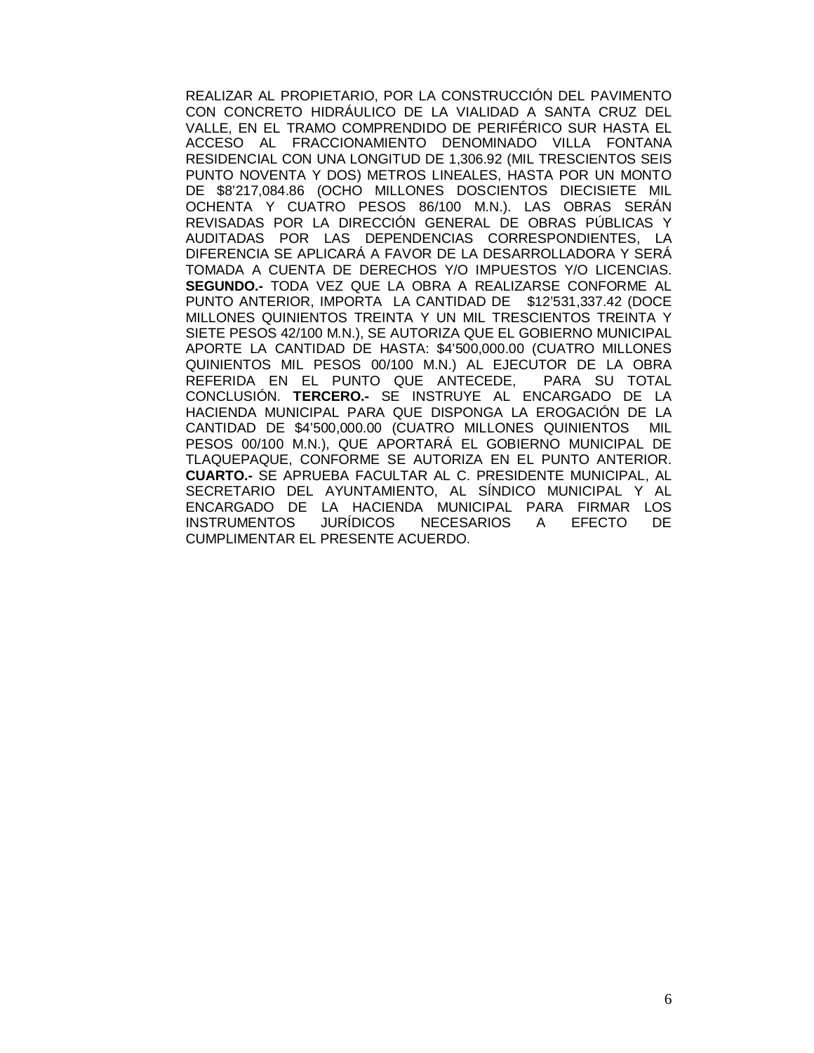REALIZAR AL PROPIETARIO, POR LA CONSTRUCCIÓN DEL PAVIMENTO CON CONCRETO HIDRÁULICO DE LA VIALIDAD A SANTA CRUZ DEL VALLE, EN EL TRAMO COMPRENDIDO DE PERIFÉRICO SUR HASTA EL ACCESO AL FRACCIONAMIENTO DENOMINADO VILLA FONTANA RESIDENCIAL CON UNA LONGITUD DE 1,306.92 (MIL TRESCIENTOS SEIS PUNTO NOVENTA Y DOS) METROS LINEALES, HASTA POR UN MONTO DE $8'217,084.86 (OCHO MILLONES DOSCIENTOS DIECISIETE MIL OCHENTA Y CUATRO PESOS 86/100 M.N.). LAS OBRAS SERÁN REVISADAS POR LA DIRECCIÓN GENERAL DE OBRAS PÚBLICAS Y AUDITADAS POR LAS DEPENDENCIAS CORRESPONDIENTES, LA DIFERENCIA SE APLICARÁ A FAVOR DE LA DESARROLLADORA Y SERÁ TOMADA A CUENTA DE DERECHOS Y/O IMPUESTOS Y/O LICENCIAS. **SEGUNDO.-** TODA VEZ QUE LA OBRA A REALIZARSE CONFORME AL PUNTO ANTERIOR, IMPORTA LA CANTIDAD DE $12'531,337.42 (DOCE MILLONES QUINIENTOS TREINTA Y UN MIL TRESCIENTOS TREINTA Y SIETE PESOS 42/100 M.N.), SE AUTORIZA QUE EL GOBIERNO MUNICIPAL APORTE LA CANTIDAD DE HASTA: $4'500,000.00 (CUATRO MILLONES QUINIENTOS MIL PESOS 00/100 M.N.) AL EJECUTOR DE LA OBRA REFERIDA EN EL PUNTO QUE ANTECEDE, PARA SU TOTAL CONCLUSIÓN. **TERCERO.-** SE INSTRUYE AL ENCARGADO DE LA HACIENDA MUNICIPAL PARA QUE DISPONGA LA EROGACIÓN DE LA CANTIDAD DE $4'500,000.00 (CUATRO MILLONES QUINIENTOS MIL PESOS 00/100 M.N.), QUE APORTARÁ EL GOBIERNO MUNICIPAL DE TLAQUEPAQUE, CONFORME SE AUTORIZA EN EL PUNTO ANTERIOR. **CUARTO.-** SE APRUEBA FACULTAR AL C. PRESIDENTE MUNICIPAL, AL SECRETARIO DEL AYUNTAMIENTO, AL SÍNDICO MUNICIPAL Y AL ENCARGADO DE LA HACIENDA MUNICIPAL PARA FIRMAR LOS INSTRUMENTOS JURÍDICOS NECESARIOS A EFECTO DE CUMPLIMENTAR EL PRESENTE ACUERDO.